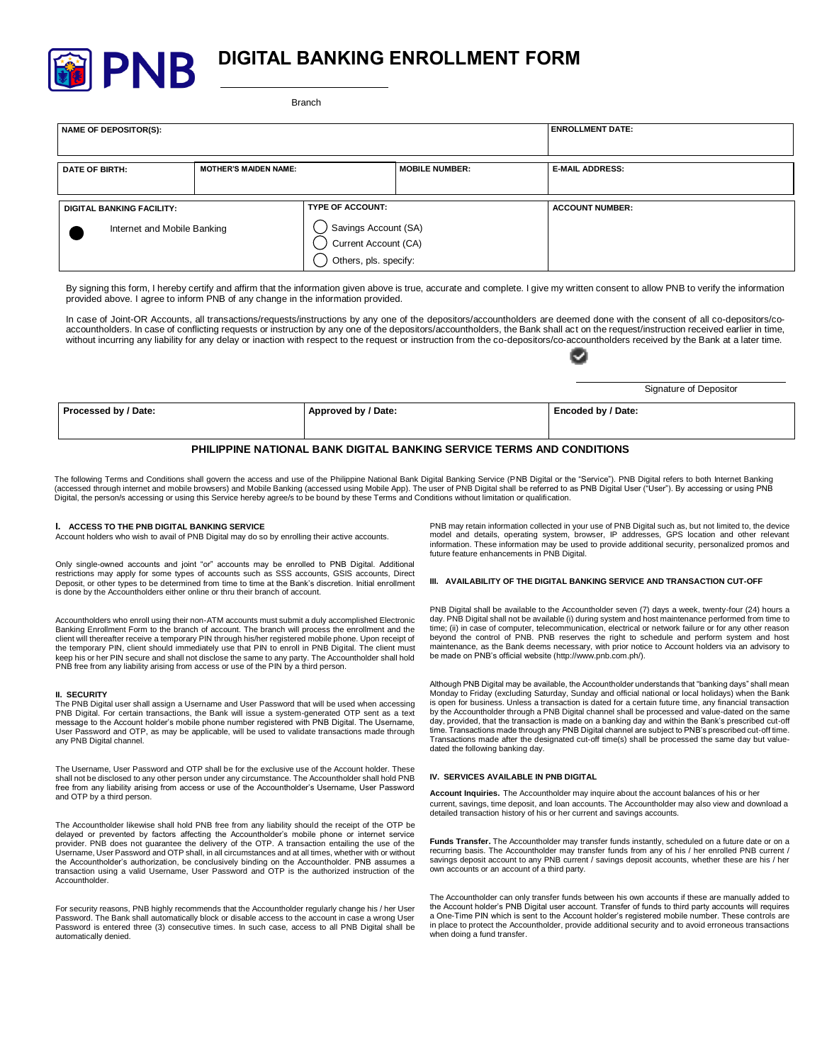# DIGITAL BANKING ENROLLMENT FORM

Branch

| NAME OF DEPOSITOR(S): | | | ENROLLMENT DATE: |
|---|---|---|---|
| DATE OF BIRTH: | MOTHER'S MAIDEN NAME: | MOBILE NUMBER: | E-MAIL ADDRESS: |

| DIGITAL BANKING FACILITY: | TYPE OF ACCOUNT: | ACCOUNT NUMBER: |
|---|---|---|
| ● Internet and Mobile Banking | ◯ Savings Account (SA)<br>◯ Current Account (CA)<br>◯ Others, pls. specify: | |

By signing this form, I hereby certify and affirm that the information given above is true, accurate and complete. I give my written consent to allow PNB to verify the information provided above. I agree to inform PNB of any change in the information provided.

In case of Joint-OR Accounts, all transactions/requests/instructions by any one of the depositors/accountholders are deemed done with the consent of all co-depositors/co-accountholders. In case of conflicting requests or instruction by any one of the depositors/accountholders, the Bank shall act on the request/instruction received earlier in time, without incurring any liability for any delay or inaction with respect to the request or instruction from the co-depositors/co-accountholders received by the Bank at a later time.

Signature of Depositor

| Processed by / Date: | Approved by / Date: | Encoded by / Date: |
|---|---|---|
| | | |

## PHILIPPINE NATIONAL BANK DIGITAL BANKING SERVICE TERMS AND CONDITIONS

The following Terms and Conditions shall govern the access and use of the Philippine National Bank Digital Banking Service (PNB Digital or the "Service"). PNB Digital refers to both Internet Banking (accessed through internet and mobile browsers) and Mobile Banking (accessed using Mobile App). The user of PNB Digital shall be referred to as PNB Digital User ("User"). By accessing or using PNB Digital, the person/s accessing or using this Service hereby agree/s to be bound by these Terms and Conditions without limitation or qualification.

### I. ACCESS TO THE PNB DIGITAL BANKING SERVICE

Account holders who wish to avail of PNB Digital may do so by enrolling their active accounts.

Only single-owned accounts and joint "or" accounts may be enrolled to PNB Digital. Additional restrictions may apply for some types of accounts such as SSS accounts, GSIS accounts, Direct Deposit, or other types to be determined from time to time at the Bank's discretion. Initial enrollment is done by the Accountholders either online or thru their branch of account.

Accountholders who enroll using their non-ATM accounts must submit a duly accomplished Electronic Banking Enrollment Form to the branch of account. The branch will process the enrollment and the client will thereafter receive a temporary PIN through his/her registered mobile phone. Upon receipt of the temporary PIN, client should immediately use that PIN to enroll in PNB Digital. The client must keep his or her PIN secure and shall not disclose the same to any party. The Accountholder shall hold PNB free from any liability arising from access or use of the PIN by a third person.

### II. SECURITY

The PNB Digital user shall assign a Username and User Password that will be used when accessing PNB Digital. For certain transactions, the Bank will issue a system-generated OTP sent as a text message to the Account holder's mobile phone number registered with PNB Digital. The Username, User Password and OTP, as may be applicable, will be used to validate transactions made through any PNB Digital channel.

The Username, User Password and OTP shall be for the exclusive use of the Account holder. These shall not be disclosed to any other person under any circumstance. The Accountholder shall hold PNB free from any liability arising from access or use of the Accountholder's Username, User Password and OTP by a third person.

The Accountholder likewise shall hold PNB free from any liability should the receipt of the OTP be delayed or prevented by factors affecting the Accountholder's mobile phone or internet service provider. PNB does not guarantee the delivery of the OTP. A transaction entailing the use of the Username, User Password and OTP shall, in all circumstances and at all times, whether with or without the Accountholder's authorization, be conclusively binding on the Accountholder. PNB assumes a transaction using a valid Username, User Password and OTP is the authorized instruction of the Accountholder.

For security reasons, PNB highly recommends that the Accountholder regularly change his / her User Password. The Bank shall automatically block or disable access to the account in case a wrong User Password is entered three (3) consecutive times. In such case, access to all PNB Digital shall be automatically denied.

PNB may retain information collected in your use of PNB Digital such as, but not limited to, the device model and details, operating system, browser, IP addresses, GPS location and other relevant information. These information may be used to provide additional security, personalized promos and future feature enhancements in PNB Digital.

### III. AVAILABILITY OF THE DIGITAL BANKING SERVICE AND TRANSACTION CUT-OFF

PNB Digital shall be available to the Accountholder seven (7) days a week, twenty-four (24) hours a day. PNB Digital shall not be available (i) during system and host maintenance performed from time to time; (ii) in case of computer, telecommunication, electrical or network failure or for any other reason beyond the control of PNB. PNB reserves the right to schedule and perform system and host maintenance, as the Bank deems necessary, with prior notice to Account holders via an advisory to be made on PNB's official website (http://www.pnb.com.ph/).

Although PNB Digital may be available, the Accountholder understands that "banking days" shall mean Monday to Friday (excluding Saturday, Sunday and official national or local holidays) when the Bank is open for business. Unless a transaction is dated for a certain future time, any financial transaction by the Accountholder through a PNB Digital channel shall be processed and value-dated on the same day, provided, that the transaction is made on a banking day and within the Bank's prescribed cut-off time. Transactions made through any PNB Digital channel are subject to PNB's prescribed cut-off time. Transactions made after the designated cut-off time(s) shall be processed the same day but value-dated the following banking day.

### IV. SERVICES AVAILABLE IN PNB DIGITAL

**Account Inquiries.** The Accountholder may inquire about the account balances of his or her current, savings, time deposit, and loan accounts. The Accountholder may also view and download a detailed transaction history of his or her current and savings accounts.

**Funds Transfer.** The Accountholder may transfer funds instantly, scheduled on a future date or on a recurring basis. The Accountholder may transfer funds from any of his / her enrolled PNB current / savings deposit accounts to any PNB current / savings deposit account, whether these are his / her own accounts or an account of a third party.

The Accountholder can only transfer funds between his own accounts if these are manually added to the Account holder's PNB Digital user account. Transfer of funds to third party accounts will requires a One-Time PIN which is sent to the Account holder's registered mobile number. These controls are in place to protect the Accountholder, provide additional security and to avoid erroneous transactions when doing a fund transfer.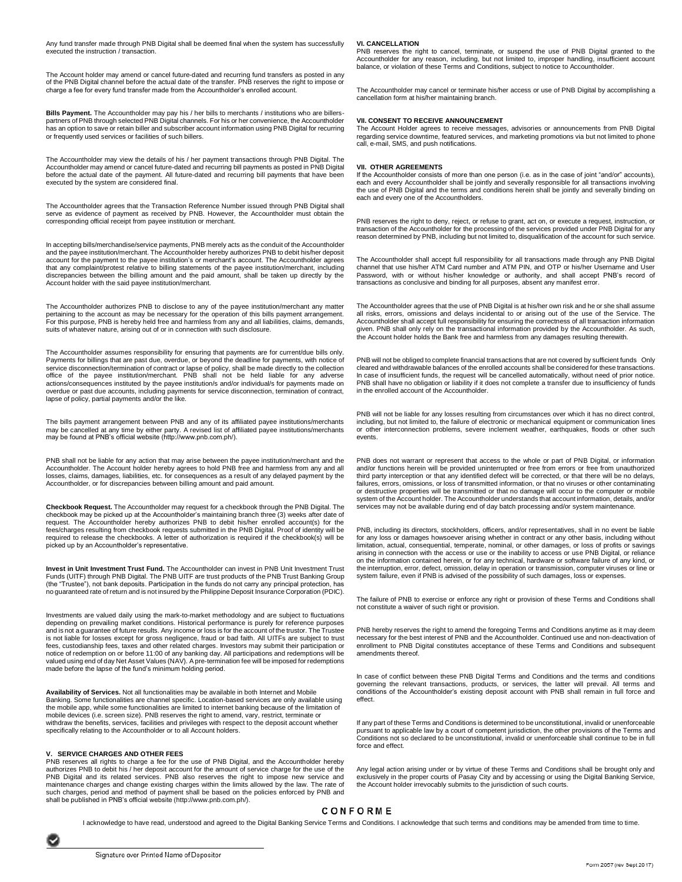Any fund transfer made through PNB Digital shall be deemed final when the system has successfully executed the instruction / transaction.

The Account holder may amend or cancel future-dated and recurring fund transfers as posted in any of the PNB Digital channel before the actual date of the transfer. PNB reserves the right to impose or charge a fee for every fund transfer made from the Accountholder's enrolled account.

**Bills Payment.** The Accountholder may pay his / her bills to merchants / institutions who are billers-partners of PNB through selected PNB Digital channels. For his or her convenience, the Accountholder has an option to save or retain biller and subscriber account information using PNB Digital for recurring or frequently used services or facilities of such billers.

The Accountholder may view the details of his / her payment transactions through PNB Digital. The Accountholder may amend or cancel future-dated and recurring bill payments as posted in PNB Digital before the actual date of the payment. All future-dated and recurring bill payments that have been executed by the system are considered final.

The Accountholder agrees that the Transaction Reference Number issued through PNB Digital shall serve as evidence of payment as received by PNB. However, the Accountholder must obtain the corresponding official receipt from payee institution or merchant.

In accepting bills/merchandise/service payments, PNB merely acts as the conduit of the Accountholder and the payee institution/merchant. The Accountholder hereby authorizes PNB to debit his/her deposit account for the payment to the payee institution's or merchant's account. The Accountholder agrees that any complaint/protest relative to billing statements of the payee institution/merchant, including discrepancies between the billing amount and the paid amount, shall be taken up directly by the Account holder with the said payee institution/merchant.

The Accountholder authorizes PNB to disclose to any of the payee institution/merchant any matter pertaining to the account as may be necessary for the operation of this bills payment arrangement. For this purpose, PNB is hereby held free and harmless from any and all liabilities, claims, demands, suits of whatever nature, arising out of or in connection with such disclosure.

The Accountholder assumes responsibility for ensuring that payments are for current/due bills only. Payments for billings that are past due, overdue, or beyond the deadline for payments, with notice of service disconnection/termination of contract or lapse of policy, shall be made directly to the collection office of the payee institution/merchant. PNB shall not be held liable for any adverse actions/consequences instituted by the payee institution/s and/or individual/s for payments made on overdue or past due accounts, including payments for service disconnection, termination of contract, lapse of policy, partial payments and/or the like.

The bills payment arrangement between PNB and any of its affiliated payee institutions/merchants may be cancelled at any time by either party. A revised list of affiliated payee institutions/merchants may be found at PNB's official website (http://www.pnb.com.ph/).

PNB shall not be liable for any action that may arise between the payee institution/merchant and the Accountholder. The Account holder hereby agrees to hold PNB free and harmless from any and all losses, claims, damages, liabilities, etc. for consequences as a result of any delayed payment by the Accountholder, or for discrepancies between billing amount and paid amount.

**Checkbook Request.** The Accountholder may request for a checkbook through the PNB Digital. The checkbook may be picked up at the Accountholder's maintaining branch three (3) weeks after date of request. The Accountholder hereby authorizes PNB to debit his/her enrolled account(s) for the fees/charges resulting from checkbook requests submitted in the PNB Digital. Proof of identity will be required to release the checkbooks. A letter of authorization is required if the checkbook(s) will be picked up by an Accountholder's representative.

**Invest in Unit Investment Trust Fund.** The Accountholder can invest in PNB Unit Investment Trust Funds (UITF) through PNB Digital. The PNB UITF are trust products of the PNB Trust Banking Group (the "Trustee"), not bank deposits. Participation in the funds do not carry any principal protection, has no guaranteed rate of return and is not insured by the Philippine Deposit Insurance Corporation (PDIC).

Investments are valued daily using the mark-to-market methodology and are subject to fluctuations depending on prevailing market conditions. Historical performance is purely for reference purposes and is not a guarantee of future results. Any income or loss is for the account of the trustor. The Trustee is not liable for losses except for gross negligence, fraud or bad faith. All UITFs are subject to trust fees, custodianship fees, taxes and other related charges. Investors may submit their participation or notice of redemption on or before 11:00 of any banking day. All participations and redemptions will be valued using end of day Net Asset Values (NAV). A pre-termination fee will be imposed for redemptions made before the lapse of the fund's minimum holding period.

**Availability of Services.** Not all functionalities may be available in both Internet and Mobile Banking. Some functionalities are channel specific. Location-based services are only available using the mobile app, while some functionalities are limited to internet banking because of the limitation of mobile devices (i.e. screen size). PNB reserves the right to amend, vary, restrict, terminate or withdraw the benefits, services, facilities and privileges with respect to the deposit account whether specifically relating to the Accountholder or to all Account holders.

## V. SERVICE CHARGES AND OTHER FEES

PNB reserves all rights to charge a fee for the use of PNB Digital, and the Accountholder hereby authorizes PNB to debit his / her deposit account for the amount of service charge for the use of the PNB Digital and its related services. PNB also reserves the right to impose new service and maintenance charges and change existing charges within the limits allowed by the law. The rate of such charges, period and method of payment shall be based on the policies enforced by PNB and shall be published in PNB's official website (http://www.pnb.com.ph/).

## VI. CANCELLATION

PNB reserves the right to cancel, terminate, or suspend the use of PNB Digital granted to the Accountholder for any reason, including, but not limited to, improper handling, insufficient account balance, or violation of these Terms and Conditions, subject to notice to Accountholder.

The Accountholder may cancel or terminate his/her access or use of PNB Digital by accomplishing a cancellation form at his/her maintaining branch.

## VII. CONSENT TO RECEIVE ANNOUNCEMENT

The Account Holder agrees to receive messages, advisories or announcements from PNB Digital regarding service downtime, featured services, and marketing promotions via but not limited to phone call, e-mail, SMS, and push notifications.

## VII. OTHER AGREEMENTS

If the Accountholder consists of more than one person (i.e. as in the case of joint "and/or" accounts), each and every Accountholder shall be jointly and severally responsible for all transactions involving the use of PNB Digital and the terms and conditions herein shall be jointly and severally binding on each and every one of the Accountholders.

PNB reserves the right to deny, reject, or refuse to grant, act on, or execute a request, instruction, or transaction of the Accountholder for the processing of the services provided under PNB Digital for any reason determined by PNB, including but not limited to, disqualification of the account for such service.

The Accountholder shall accept full responsibility for all transactions made through any PNB Digital channel that use his/her ATM Card number and ATM PIN, and OTP or his/her Username and User Password, with or without his/her knowledge or authority, and shall accept PNB's record of transactions as conclusive and binding for all purposes, absent any manifest error.

The Accountholder agrees that the use of PNB Digital is at his/her own risk and he or she shall assume all risks, errors, omissions and delays incidental to or arising out of the use of the Service. The Accountholder shall accept full responsibility for ensuring the correctness of all transaction information given. PNB shall only rely on the transactional information provided by the Accountholder. As such, the Account holder holds the Bank free and harmless from any damages resulting therewith.

PNB will not be obliged to complete financial transactions that are not covered by sufficient funds Only cleared and withdrawable balances of the enrolled accounts shall be considered for these transactions. In case of insufficient funds, the request will be cancelled automatically, without need of prior notice. PNB shall have no obligation or liability if it does not complete a transfer due to insufficiency of funds in the enrolled account of the Accountholder.

PNB will not be liable for any losses resulting from circumstances over which it has no direct control, including, but not limited to, the failure of electronic or mechanical equipment or communication lines or other interconnection problems, severe inclement weather, earthquakes, floods or other such events.

PNB does not warrant or represent that access to the whole or part of PNB Digital, or information and/or functions herein will be provided uninterrupted or free from errors or free from unauthorized third party interception or that any identified defect will be corrected, or that there will be no delays, failures, errors, omissions, or loss of transmitted information, or that no viruses or other contaminating or destructive properties will be transmitted or that no damage will occur to the computer or mobile system of the Account holder. The Accountholder understands that account information, details, and/or services may not be available during end of day batch processing and/or system maintenance.

PNB, including its directors, stockholders, officers, and/or representatives, shall in no event be liable for any loss or damages howsoever arising whether in contract or any other basis, including without limitation, actual, consequential, temperate, nominal, or other damages, or loss of profits or savings arising in connection with the access or use or the inability to access or use PNB Digital, or reliance on the information contained herein, or for any technical, hardware or software failure of any kind, or the interruption, error, defect, omission, delay in operation or transmission, computer viruses or line or system failure, even if PNB is advised of the possibility of such damages, loss or expenses.

The failure of PNB to exercise or enforce any right or provision of these Terms and Conditions shall not constitute a waiver of such right or provision.

PNB hereby reserves the right to amend the foregoing Terms and Conditions anytime as it may deem necessary for the best interest of PNB and the Accountholder. Continued use and non-deactivation of enrollment to PNB Digital constitutes acceptance of these Terms and Conditions and subsequent amendments thereof.

In case of conflict between these PNB Digital Terms and Conditions and the terms and conditions governing the relevant transactions, products, or services, the latter will prevail. All terms and conditions of the Accountholder's existing deposit account with PNB shall remain in full force and effect.

If any part of these Terms and Conditions is determined to be unconstitutional, invalid or unenforceable pursuant to applicable law by a court of competent jurisdiction, the other provisions of the Terms and Conditions not so declared to be unconstitutional, invalid or unenforceable shall continue to be in full force and effect.

Any legal action arising under or by virtue of these Terms and Conditions shall be brought only and exclusively in the proper courts of Pasay City and by accessing or using the Digital Banking Service, the Account holder irrevocably submits to the jurisdiction of such courts.

## CONFORME

I acknowledge to have read, understood and agreed to the Digital Banking Service Terms and Conditions. I acknowledge that such terms and conditions may be amended from time to time.

Signature over Printed Name of Depositor

Form 2057 (rev Sept 2017)